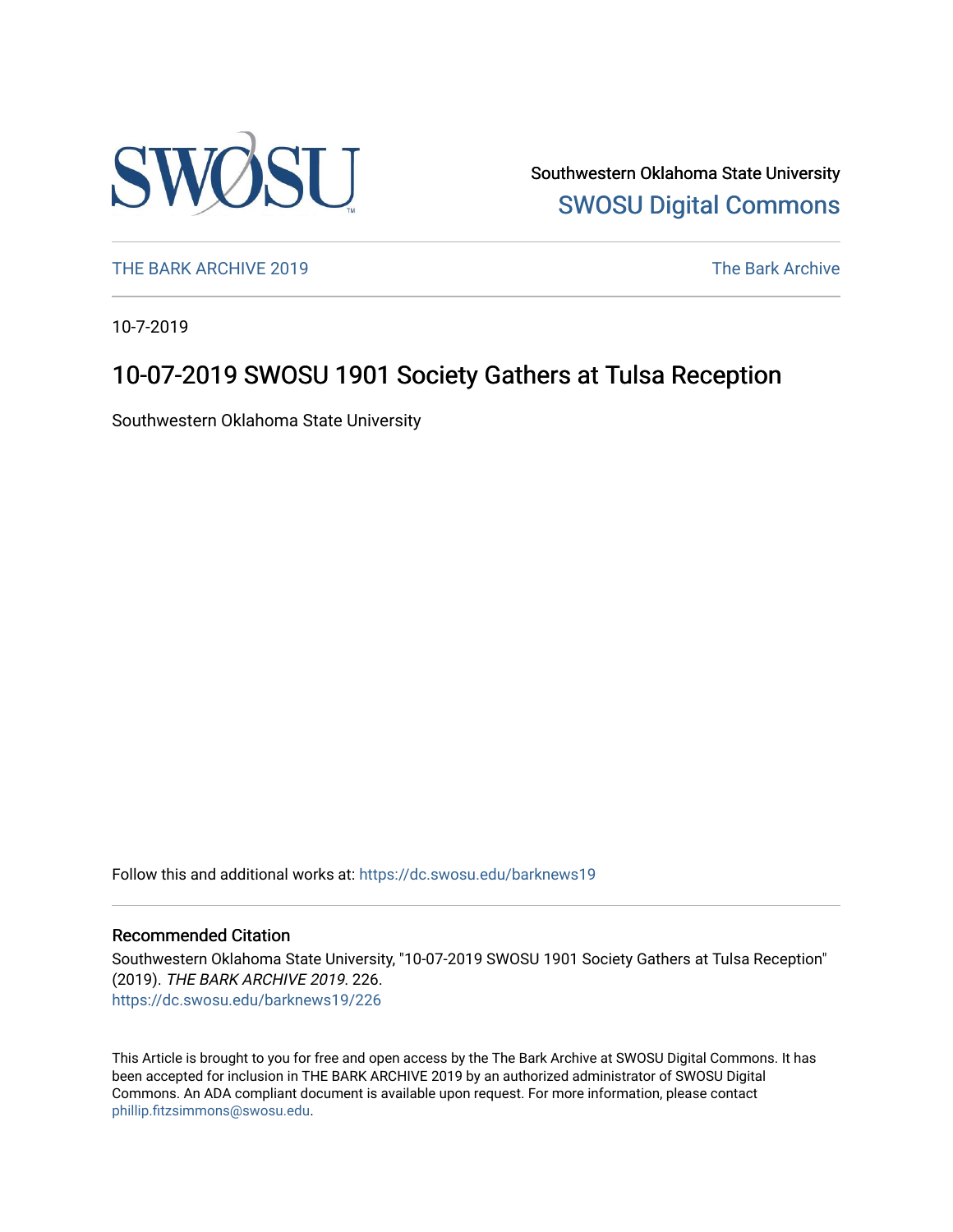Southwestern Oklahoma State University

SWOSU Digital Commons

THE BARK ARCHIVE 2019

The Bark Archive

10-7-2019

# 10-07-2019 SWOSU 1901 Society Gathers at Tulsa Reception

Southwestern Oklahoma State University

Follow this and additional works at: https://dc.swosu.edu/barknews19

## Recommended Citation

Southwestern Oklahoma State University, "10-07-2019 SWOSU 1901 Society Gathers at Tulsa Reception" (2019). *THE BARK ARCHIVE 2019*. 226.
https://dc.swosu.edu/barknews19/226

This Article is brought to you for free and open access by the The Bark Archive at SWOSU Digital Commons. It has been accepted for inclusion in THE BARK ARCHIVE 2019 by an authorized administrator of SWOSU Digital Commons. An ADA compliant document is available upon request. For more information, please contact phillip.fitzsimmons@swosu.edu.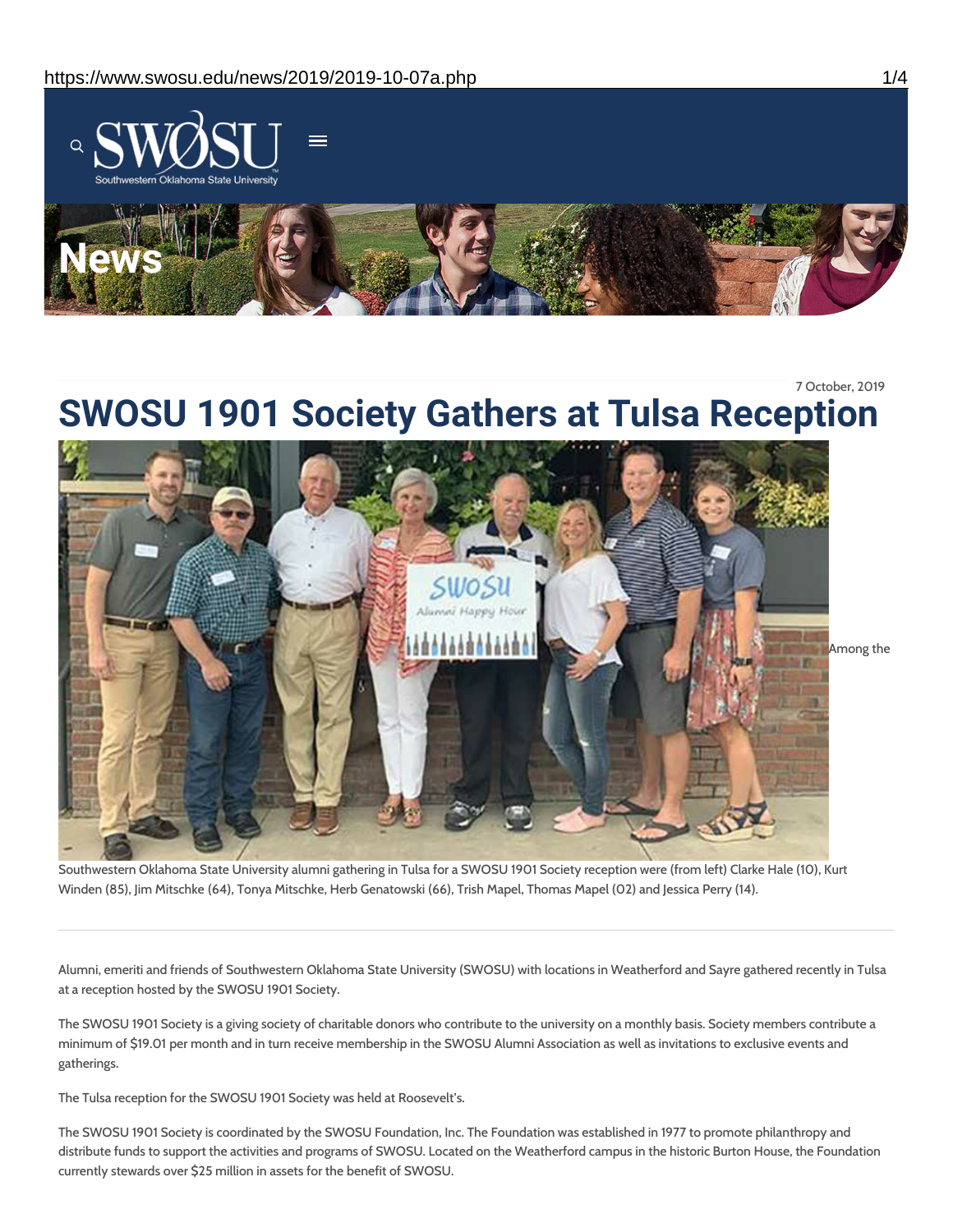7 October, 2019

# SWOSU 1901 Society Gathers at Tulsa Reception

Among the Southwestern Oklahoma State University alumni gathering in Tulsa for a SWOSU 1901 Society reception were (from left) Clarke Hale (10), Kurt Winden (85), Jim Mitschke (64), Tonya Mitschke, Herb Genatowski (66), Trish Mapel, Thomas Mapel (02) and Jessica Perry (14).

---

Alumni, emeriti and friends of Southwestern Oklahoma State University (SWOSU) with locations in Weatherford and Sayre gathered recently in Tulsa at a reception hosted by the SWOSU 1901 Society.

The SWOSU 1901 Society is a giving society of charitable donors who contribute to the university on a monthly basis. Society members contribute a minimum of $19.01 per month and in turn receive membership in the SWOSU Alumni Association as well as invitations to exclusive events and gatherings.

The Tulsa reception for the SWOSU 1901 Society was held at Roosevelt's.

The SWOSU 1901 Society is coordinated by the SWOSU Foundation, Inc. The Foundation was established in 1977 to promote philanthropy and distribute funds to support the activities and programs of SWOSU. Located on the Weatherford campus in the historic Burton House, the Foundation currently stewards over $25 million in assets for the benefit of SWOSU.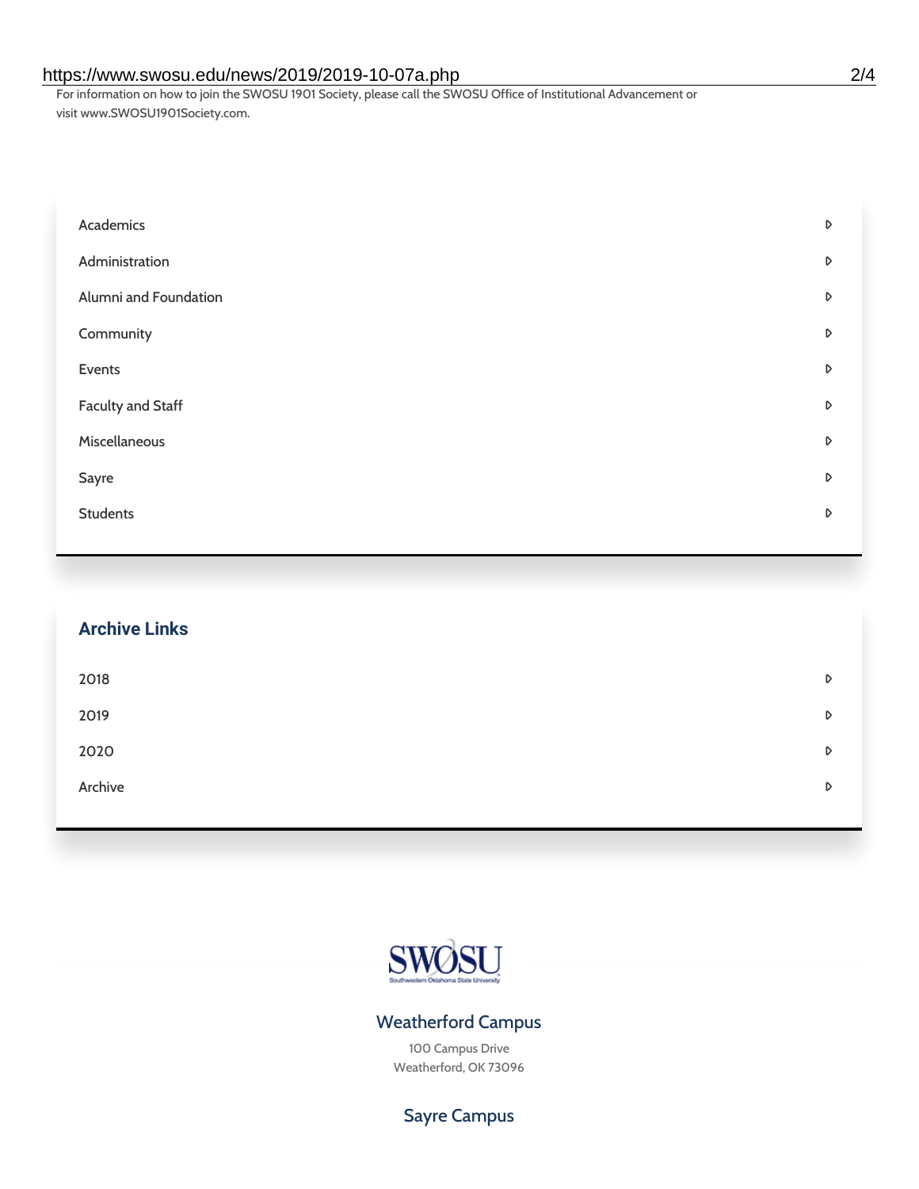For information on how to join the SWOSU 1901 Society, please call the SWOSU Office of Institutional Advancement or visit www.SWOSU1901Society.com.

- Academics
- Administration
- Alumni and Foundation
- Community
- Events
- Faculty and Staff
- Miscellaneous
- Sayre
- Students

## Archive Links

- 2018
- 2019
- 2020
- Archive

SWOSU
Southwestern Oklahoma State University

### Weatherford Campus

100 Campus Drive
Weatherford, OK 73096

### Sayre Campus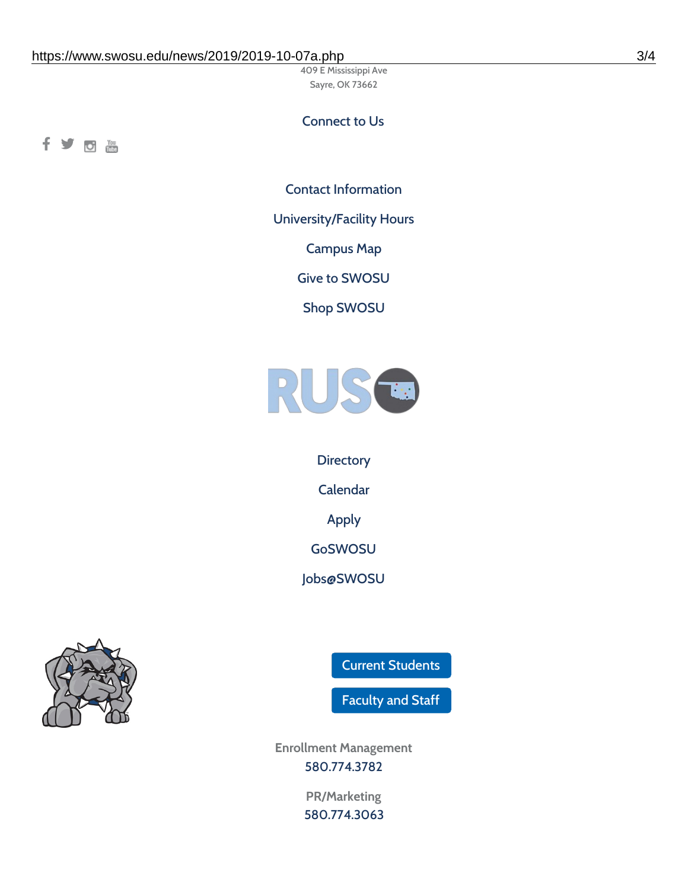409 E Mississippi Ave
Sayre, OK 73662

Connect to Us

Contact Information

University/Facility Hours

Campus Map

Give to SWOSU

Shop SWOSU

Directory

Calendar

Apply

GoSWOSU

Jobs@SWOSU

Current Students

Faculty and Staff

Enrollment Management
580.774.3782

PR/Marketing
580.774.3063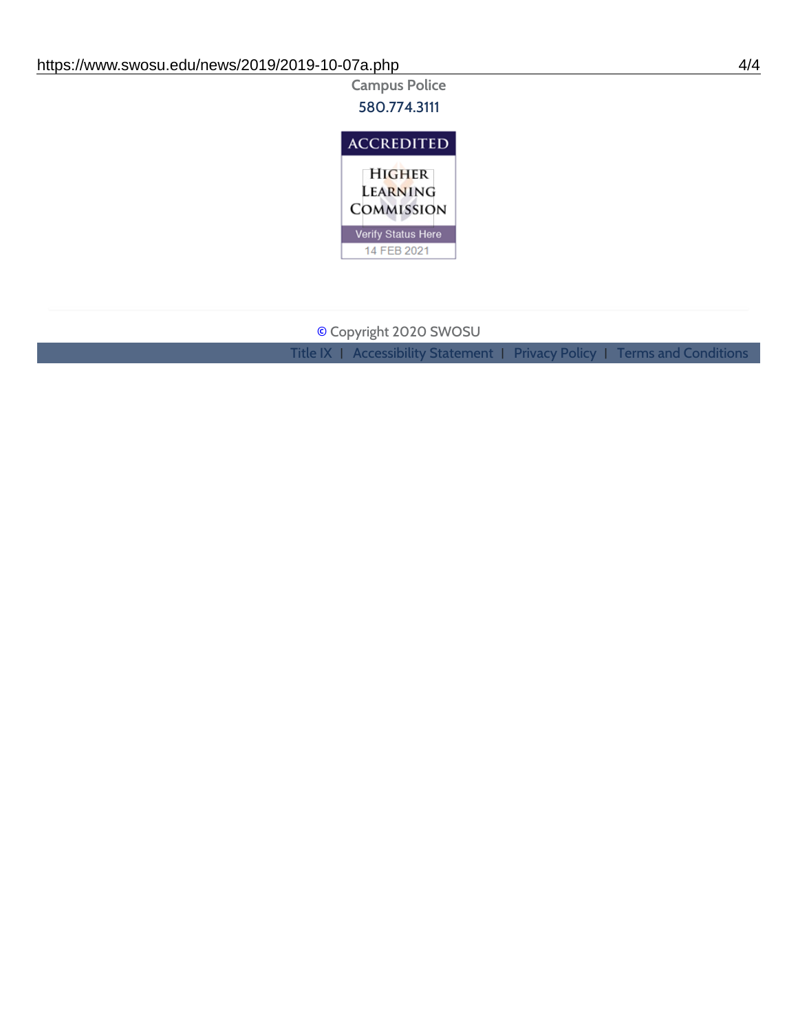Campus Police

580.774.3111

ACCREDITED

HIGHER LEARNING COMMISSION

Verify Status Here

14 FEB 2021

© Copyright 2020 SWOSU

Title IX | Accessibility Statement | Privacy Policy | Terms and Conditions